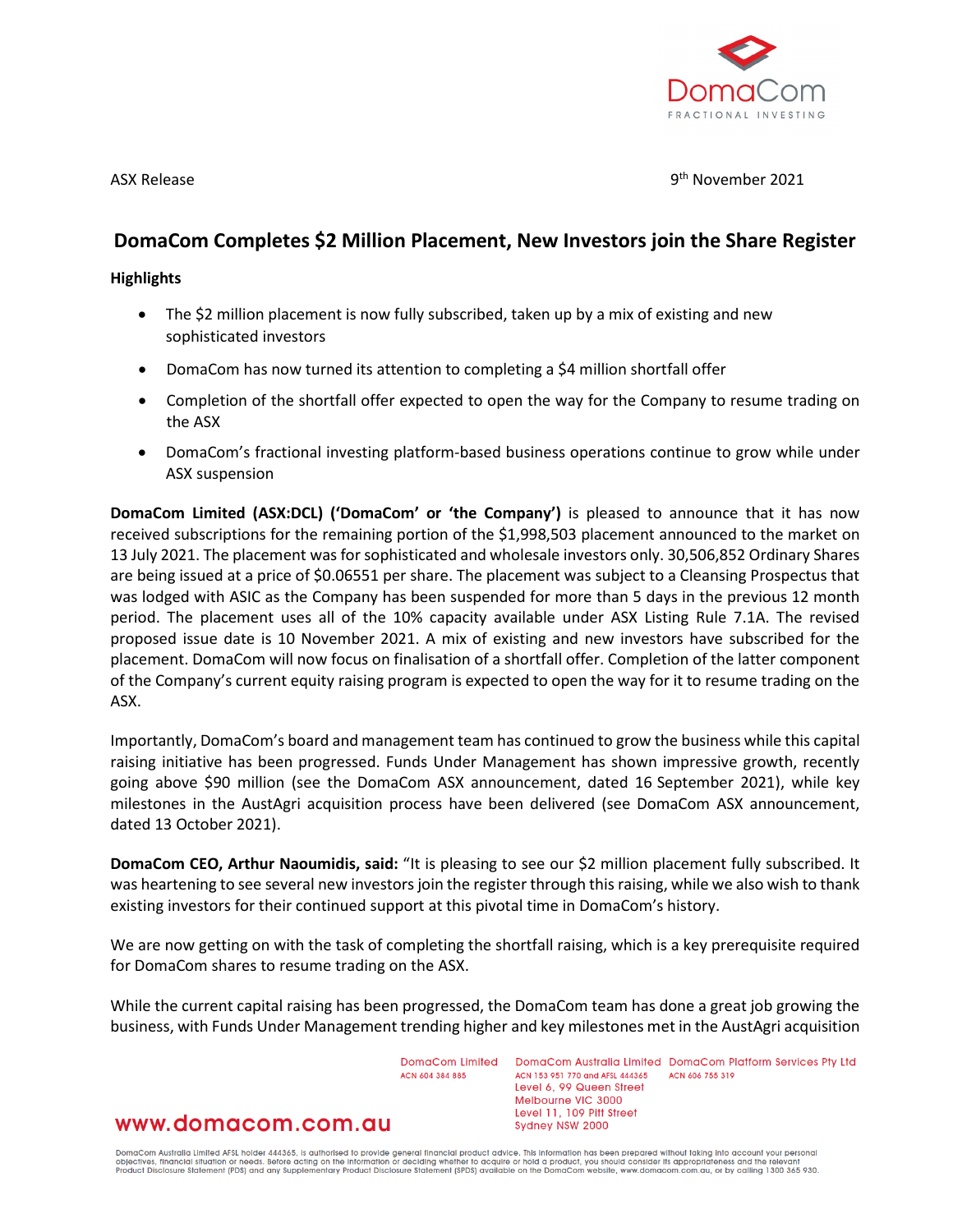ASX Release

9th November 2021

# DomaCom Completes $2 Million Placement, New Investors join the Share Register

**Highlights**

- The $2 million placement is now fully subscribed, taken up by a mix of existing and new sophisticated investors
- DomaCom has now turned its attention to completing a $4 million shortfall offer
- Completion of the shortfall offer expected to open the way for the Company to resume trading on the ASX
- DomaCom's fractional investing platform-based business operations continue to grow while under ASX suspension

**DomaCom Limited (ASX:DCL) ('DomaCom' or 'the Company')** is pleased to announce that it has now received subscriptions for the remaining portion of the $1,998,503 placement announced to the market on 13 July 2021. The placement was for sophisticated and wholesale investors only. 30,506,852 Ordinary Shares are being issued at a price of $0.06551 per share. The placement was subject to a Cleansing Prospectus that was lodged with ASIC as the Company has been suspended for more than 5 days in the previous 12 month period. The placement uses all of the 10% capacity available under ASX Listing Rule 7.1A. The revised proposed issue date is 10 November 2021. A mix of existing and new investors have subscribed for the placement. DomaCom will now focus on finalisation of a shortfall offer. Completion of the latter component of the Company's current equity raising program is expected to open the way for it to resume trading on the ASX.

Importantly, DomaCom's board and management team has continued to grow the business while this capital raising initiative has been progressed. Funds Under Management has shown impressive growth, recently going above $90 million (see the DomaCom ASX announcement, dated 16 September 2021), while key milestones in the AustAgri acquisition process have been delivered (see DomaCom ASX announcement, dated 13 October 2021).

**DomaCom CEO, Arthur Naoumidis, said:** "It is pleasing to see our $2 million placement fully subscribed. It was heartening to see several new investors join the register through this raising, while we also wish to thank existing investors for their continued support at this pivotal time in DomaCom's history.

We are now getting on with the task of completing the shortfall raising, which is a key prerequisite required for DomaCom shares to resume trading on the ASX.

While the current capital raising has been progressed, the DomaCom team has done a great job growing the business, with Funds Under Management trending higher and key milestones met in the AustAgri acquisition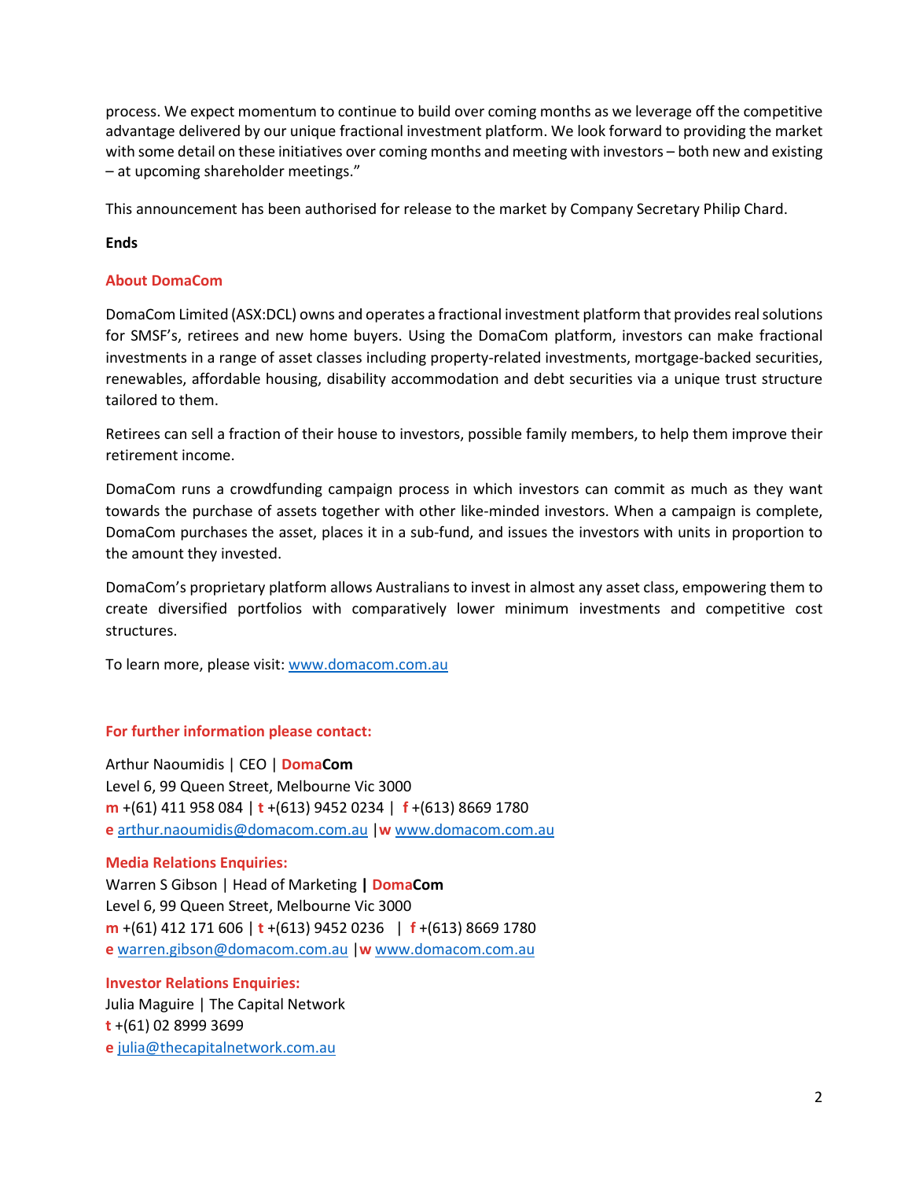process. We expect momentum to continue to build over coming months as we leverage off the competitive advantage delivered by our unique fractional investment platform. We look forward to providing the market with some detail on these initiatives over coming months and meeting with investors – both new and existing – at upcoming shareholder meetings."

This announcement has been authorised for release to the market by Company Secretary Philip Chard.

**Ends**

**About DomaCom**

DomaCom Limited (ASX:DCL) owns and operates a fractional investment platform that provides real solutions for SMSF's, retirees and new home buyers. Using the DomaCom platform, investors can make fractional investments in a range of asset classes including property-related investments, mortgage-backed securities, renewables, affordable housing, disability accommodation and debt securities via a unique trust structure tailored to them.

Retirees can sell a fraction of their house to investors, possible family members, to help them improve their retirement income.

DomaCom runs a crowdfunding campaign process in which investors can commit as much as they want towards the purchase of assets together with other like-minded investors. When a campaign is complete, DomaCom purchases the asset, places it in a sub-fund, and issues the investors with units in proportion to the amount they invested.

DomaCom's proprietary platform allows Australians to invest in almost any asset class, empowering them to create diversified portfolios with comparatively lower minimum investments and competitive cost structures.

To learn more, please visit: www.domacom.com.au

**For further information please contact:**

Arthur Naoumidis | CEO | **DomaCom**
Level 6, 99 Queen Street, Melbourne Vic 3000
**m** +(61) 411 958 084 | **t** +(613) 9452 0234 | **f** +(613) 8669 1780
**e** arthur.naoumidis@domacom.com.au | **w** www.domacom.com.au

**Media Relations Enquiries:**
Warren S Gibson | Head of Marketing | **DomaCom**
Level 6, 99 Queen Street, Melbourne Vic 3000
**m** +(61) 412 171 606 | **t** +(613) 9452 0236 | **f** +(613) 8669 1780
**e** warren.gibson@domacom.com.au | **w** www.domacom.com.au

**Investor Relations Enquiries:**
Julia Maguire | The Capital Network
**t** +(61) 02 8999 3699
**e** julia@thecapitalnetwork.com.au